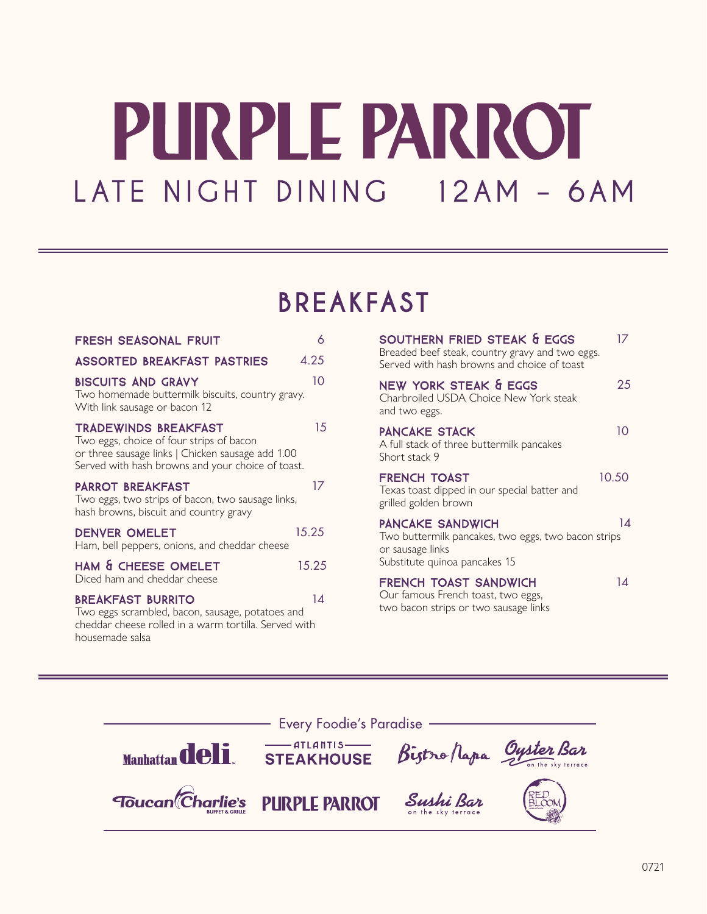# PURPLE PARROT

## LATE NIGHT DINING 12AM – 6AM

## BREAKFAST

**FRESH SEASONAL FRUIT** 6

**ASSORTED BREAKFAST PASTRIES** 4.25

**BISCUITS AND GRAVY** 10
Two homemade buttermilk biscuits, country gravy.
With link sausage or bacon 12

**TRADEWINDS BREAKFAST** 15
Two eggs, choice of four strips of bacon or three sausage links | Chicken sausage add 1.00
Served with hash browns and your choice of toast.

**PARROT BREAKFAST** 17
Two eggs, two strips of bacon, two sausage links, hash browns, biscuit and country gravy

**DENVER OMELET** 15.25
Ham, bell peppers, onions, and cheddar cheese

**HAM & CHEESE OMELET** 15.25
Diced ham and cheddar cheese

**BREAKFAST BURRITO** 14
Two eggs scrambled, bacon, sausage, potatoes and cheddar cheese rolled in a warm tortilla. Served with housemade salsa

**SOUTHERN FRIED STEAK & EGGS** 17
Breaded beef steak, country gravy and two eggs.
Served with hash browns and choice of toast

**NEW YORK STEAK & EGGS** 25
Charbroiled USDA Choice New York steak and two eggs.

**PANCAKE STACK** 10
A full stack of three buttermilk pancakes
Short stack 9

**FRENCH TOAST** 10.50
Texas toast dipped in our special batter and grilled golden brown

**PANCAKE SANDWICH** 14
Two buttermilk pancakes, two eggs, two bacon strips or sausage links
Substitute quinoa pancakes 15

**FRENCH TOAST SANDWICH** 14
Our famous French toast, two eggs, two bacon strips or two sausage links

---

Every Foodie's Paradise

Manhattan deli | ATLANTIS STEAKHOUSE | Bistro Napa | Oyster Bar on the sky terrace | Toucan Charlie's Buffet & Grille | PURPLE PARROT | Sushi Bar on the sky terrace | Red Bloom

0721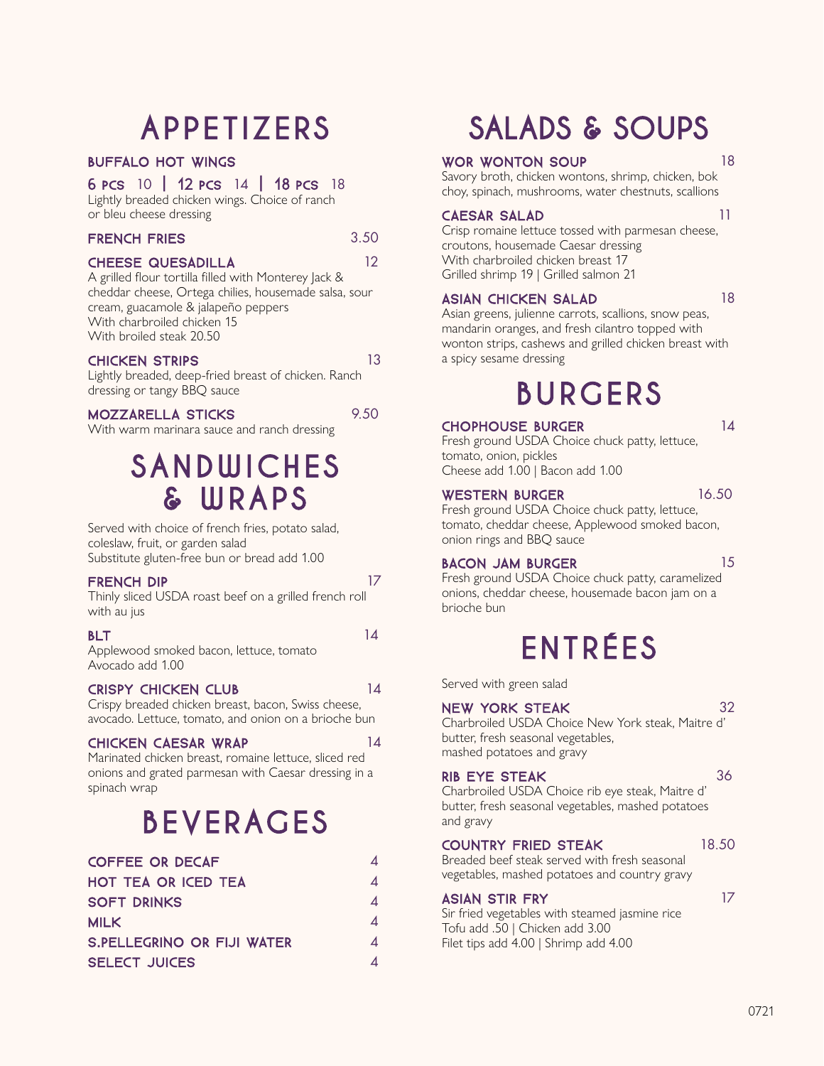# APPETIZERS

### BUFFALO HOT WINGS

**6 PCS** 10 | **12 PCS** 14 | **18 PCS** 18
Lightly breaded chicken wings. Choice of ranch or bleu cheese dressing

### FRENCH FRIES 3.50

### CHEESE QUESADILLA 12

A grilled flour tortilla filled with Monterey Jack & cheddar cheese, Ortega chilies, housemade salsa, sour cream, guacamole & jalapeño peppers
With charbroiled chicken 15
With broiled steak 20.50

### CHICKEN STRIPS 13

Lightly breaded, deep-fried breast of chicken. Ranch dressing or tangy BBQ sauce

### MOZZARELLA STICKS 9.50

With warm marinara sauce and ranch dressing

# SANDWICHES & WRAPS

Served with choice of french fries, potato salad, coleslaw, fruit, or garden salad
Substitute gluten-free bun or bread add 1.00

### FRENCH DIP 17

Thinly sliced USDA roast beef on a grilled french roll with au jus

### BLT 14

Applewood smoked bacon, lettuce, tomato
Avocado add 1.00

### CRISPY CHICKEN CLUB 14

Crispy breaded chicken breast, bacon, Swiss cheese, avocado. Lettuce, tomato, and onion on a brioche bun

### CHICKEN CAESAR WRAP 14

Marinated chicken breast, romaine lettuce, sliced red onions and grated parmesan with Caesar dressing in a spinach wrap

# BEVERAGES

| | |
|---|---|
| COFFEE OR DECAF | 4 |
| HOT TEA OR ICED TEA | 4 |
| SOFT DRINKS | 4 |
| MILK | 4 |
| S.PELLEGRINO OR FIJI WATER | 4 |
| SELECT JUICES | 4 |

# SALADS & SOUPS

### WOR WONTON SOUP 18

Savory broth, chicken wontons, shrimp, chicken, bok choy, spinach, mushrooms, water chestnuts, scallions

### CAESAR SALAD 11

Crisp romaine lettuce tossed with parmesan cheese, croutons, housemade Caesar dressing
With charbroiled chicken breast 17
Grilled shrimp 19 | Grilled salmon 21

### ASIAN CHICKEN SALAD 18

Asian greens, julienne carrots, scallions, snow peas, mandarin oranges, and fresh cilantro topped with wonton strips, cashews and grilled chicken breast with a spicy sesame dressing

# BURGERS

### CHOPHOUSE BURGER 14

Fresh ground USDA Choice chuck patty, lettuce, tomato, onion, pickles
Cheese add 1.00 | Bacon add 1.00

### WESTERN BURGER 16.50

Fresh ground USDA Choice chuck patty, lettuce, tomato, cheddar cheese, Applewood smoked bacon, onion rings and BBQ sauce

### BACON JAM BURGER 15

Fresh ground USDA Choice chuck patty, caramelized onions, cheddar cheese, housemade bacon jam on a brioche bun

# ENTRÉES

Served with green salad

### NEW YORK STEAK 32

Charbroiled USDA Choice New York steak, Maitre d' butter, fresh seasonal vegetables, mashed potatoes and gravy

### RIB EYE STEAK 36

Charbroiled USDA Choice rib eye steak, Maitre d' butter, fresh seasonal vegetables, mashed potatoes and gravy

### COUNTRY FRIED STEAK 18.50

Breaded beef steak served with fresh seasonal vegetables, mashed potatoes and country gravy

### ASIAN STIR FRY 17

Sir fried vegetables with steamed jasmine rice
Tofu add .50 | Chicken add 3.00
Filet tips add 4.00 | Shrimp add 4.00

0721